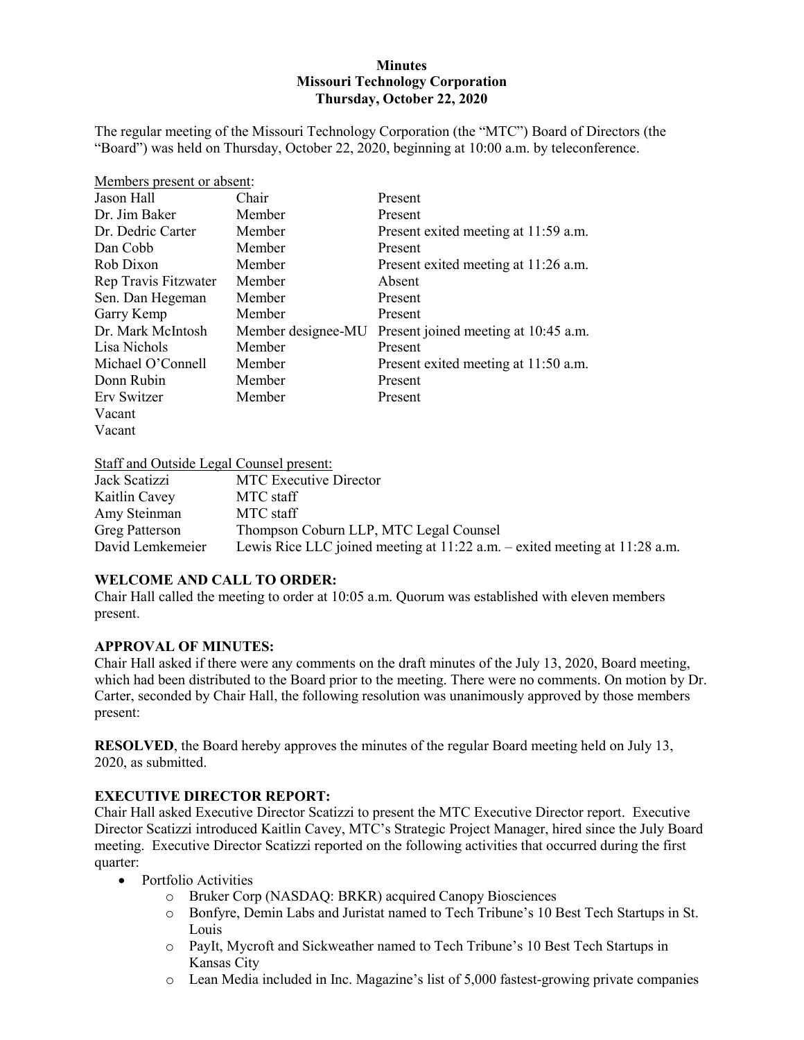**Minutes**
**Missouri Technology Corporation**
**Thursday, October 22, 2020**

The regular meeting of the Missouri Technology Corporation (the "MTC") Board of Directors (the "Board") was held on Thursday, October 22, 2020, beginning at 10:00 a.m. by teleconference.

Members present or absent:

| | | |
|---|---|---|
| Jason Hall | Chair | Present |
| Dr. Jim Baker | Member | Present |
| Dr. Dedric Carter | Member | Present exited meeting at 11:59 a.m. |
| Dan Cobb | Member | Present |
| Rob Dixon | Member | Present exited meeting at 11:26 a.m. |
| Rep Travis Fitzwater | Member | Absent |
| Sen. Dan Hegeman | Member | Present |
| Garry Kemp | Member | Present |
| Dr. Mark McIntosh | Member designee-MU | Present joined meeting at 10:45 a.m. |
| Lisa Nichols | Member | Present |
| Michael O'Connell | Member | Present exited meeting at 11:50 a.m. |
| Donn Rubin | Member | Present |
| Erv Switzer | Member | Present |
| Vacant | | |
| Vacant | | |

Staff and Outside Legal Counsel present:

| | |
|---|---|
| Jack Scatizzi | MTC Executive Director |
| Kaitlin Cavey | MTC staff |
| Amy Steinman | MTC staff |
| Greg Patterson | Thompson Coburn LLP, MTC Legal Counsel |
| David Lemkemeier | Lewis Rice LLC joined meeting at 11:22 a.m. – exited meeting at 11:28 a.m. |

**WELCOME AND CALL TO ORDER:**
Chair Hall called the meeting to order at 10:05 a.m. Quorum was established with eleven members present.

**APPROVAL OF MINUTES:**
Chair Hall asked if there were any comments on the draft minutes of the July 13, 2020, Board meeting, which had been distributed to the Board prior to the meeting. There were no comments. On motion by Dr. Carter, seconded by Chair Hall, the following resolution was unanimously approved by those members present:

**RESOLVED**, the Board hereby approves the minutes of the regular Board meeting held on July 13, 2020, as submitted.

**EXECUTIVE DIRECTOR REPORT:**
Chair Hall asked Executive Director Scatizzi to present the MTC Executive Director report. Executive Director Scatizzi introduced Kaitlin Cavey, MTC's Strategic Project Manager, hired since the July Board meeting. Executive Director Scatizzi reported on the following activities that occurred during the first quarter:

- Portfolio Activities
  - Bruker Corp (NASDAQ: BRKR) acquired Canopy Biosciences
  - Bonfyre, Demin Labs and Juristat named to Tech Tribune's 10 Best Tech Startups in St. Louis
  - PayIt, Mycroft and Sickweather named to Tech Tribune's 10 Best Tech Startups in Kansas City
  - Lean Media included in Inc. Magazine's list of 5,000 fastest-growing private companies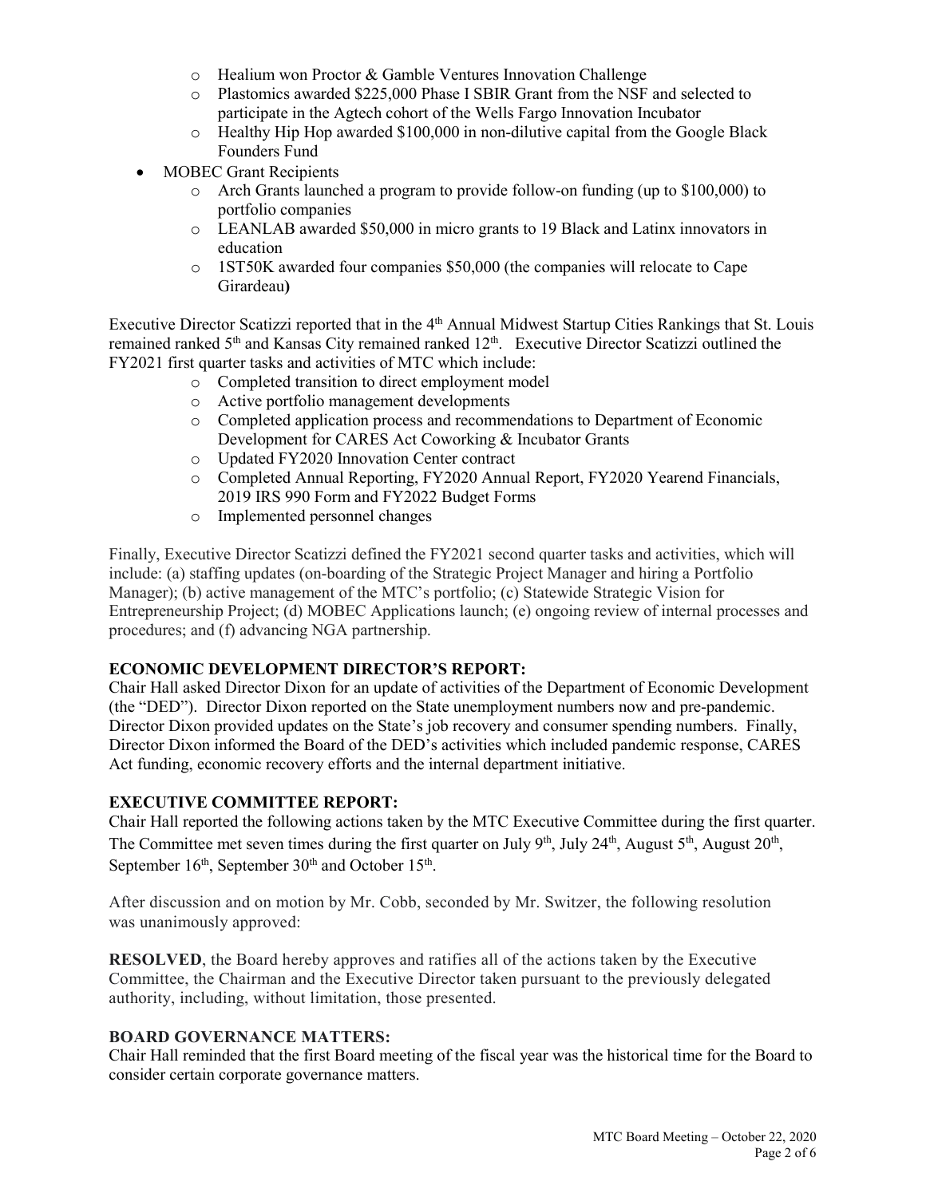- Healium won Proctor & Gamble Ventures Innovation Challenge
  - Plastomics awarded \$225,000 Phase I SBIR Grant from the NSF and selected to participate in the Agtech cohort of the Wells Fargo Innovation Incubator
  - Healthy Hip Hop awarded \$100,000 in non-dilutive capital from the Google Black Founders Fund
- MOBEC Grant Recipients
  - Arch Grants launched a program to provide follow-on funding (up to \$100,000) to portfolio companies
  - LEANLAB awarded \$50,000 in micro grants to 19 Black and Latinx innovators in education
  - 1ST50K awarded four companies \$50,000 (the companies will relocate to Cape Girardeau**)**

Executive Director Scatizzi reported that in the 4th Annual Midwest Startup Cities Rankings that St. Louis remained ranked 5th and Kansas City remained ranked 12th. Executive Director Scatizzi outlined the FY2021 first quarter tasks and activities of MTC which include:

- Completed transition to direct employment model
- Active portfolio management developments
- Completed application process and recommendations to Department of Economic Development for CARES Act Coworking & Incubator Grants
- Updated FY2020 Innovation Center contract
- Completed Annual Reporting, FY2020 Annual Report, FY2020 Yearend Financials, 2019 IRS 990 Form and FY2022 Budget Forms
- Implemented personnel changes

Finally, Executive Director Scatizzi defined the FY2021 second quarter tasks and activities, which will include: (a) staffing updates (on-boarding of the Strategic Project Manager and hiring a Portfolio Manager); (b) active management of the MTC's portfolio; (c) Statewide Strategic Vision for Entrepreneurship Project; (d) MOBEC Applications launch; (e) ongoing review of internal processes and procedures; and (f) advancing NGA partnership.

**ECONOMIC DEVELOPMENT DIRECTOR'S REPORT:**
Chair Hall asked Director Dixon for an update of activities of the Department of Economic Development (the "DED"). Director Dixon reported on the State unemployment numbers now and pre-pandemic. Director Dixon provided updates on the State's job recovery and consumer spending numbers. Finally, Director Dixon informed the Board of the DED's activities which included pandemic response, CARES Act funding, economic recovery efforts and the internal department initiative.

**EXECUTIVE COMMITTEE REPORT:**
Chair Hall reported the following actions taken by the MTC Executive Committee during the first quarter. The Committee met seven times during the first quarter on July 9th, July 24th, August 5th, August 20th, September 16th, September 30th and October 15th.

After discussion and on motion by Mr. Cobb, seconded by Mr. Switzer, the following resolution was unanimously approved:

**RESOLVED**, the Board hereby approves and ratifies all of the actions taken by the Executive Committee, the Chairman and the Executive Director taken pursuant to the previously delegated authority, including, without limitation, those presented.

**BOARD GOVERNANCE MATTERS:**
Chair Hall reminded that the first Board meeting of the fiscal year was the historical time for the Board to consider certain corporate governance matters.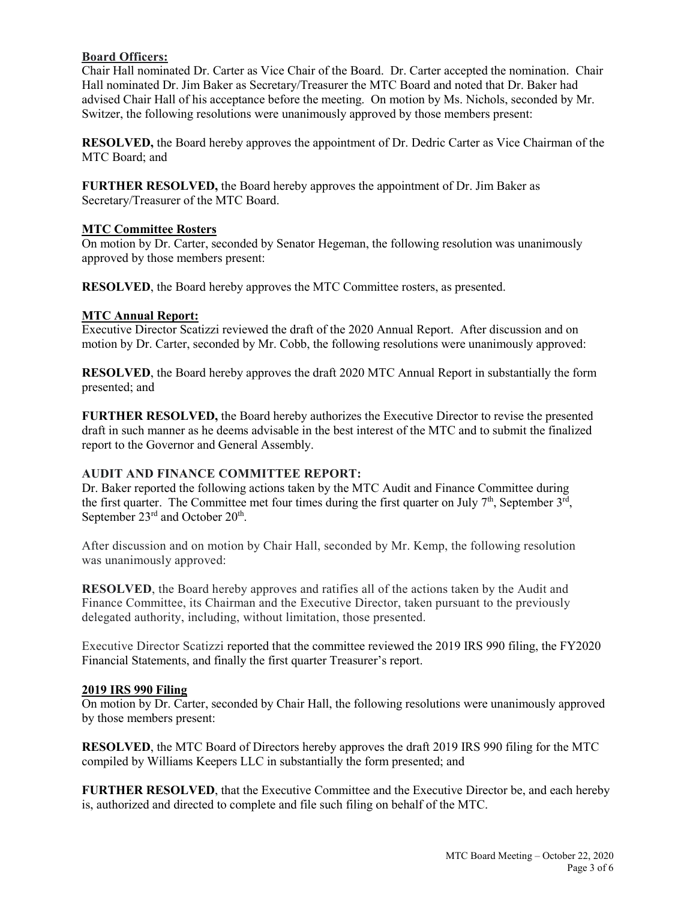**Board Officers:**

Chair Hall nominated Dr. Carter as Vice Chair of the Board. Dr. Carter accepted the nomination. Chair Hall nominated Dr. Jim Baker as Secretary/Treasurer the MTC Board and noted that Dr. Baker had advised Chair Hall of his acceptance before the meeting. On motion by Ms. Nichols, seconded by Mr. Switzer, the following resolutions were unanimously approved by those members present:

**RESOLVED,** the Board hereby approves the appointment of Dr. Dedric Carter as Vice Chairman of the MTC Board; and

**FURTHER RESOLVED,** the Board hereby approves the appointment of Dr. Jim Baker as Secretary/Treasurer of the MTC Board.

**MTC Committee Rosters**

On motion by Dr. Carter, seconded by Senator Hegeman, the following resolution was unanimously approved by those members present:

**RESOLVED**, the Board hereby approves the MTC Committee rosters, as presented.

**MTC Annual Report:**

Executive Director Scatizzi reviewed the draft of the 2020 Annual Report. After discussion and on motion by Dr. Carter, seconded by Mr. Cobb, the following resolutions were unanimously approved:

**RESOLVED**, the Board hereby approves the draft 2020 MTC Annual Report in substantially the form presented; and

**FURTHER RESOLVED,** the Board hereby authorizes the Executive Director to revise the presented draft in such manner as he deems advisable in the best interest of the MTC and to submit the finalized report to the Governor and General Assembly.

**AUDIT AND FINANCE COMMITTEE REPORT:**

Dr. Baker reported the following actions taken by the MTC Audit and Finance Committee during the first quarter. The Committee met four times during the first quarter on July 7th, September 3rd, September 23rd and October 20th.

After discussion and on motion by Chair Hall, seconded by Mr. Kemp, the following resolution was unanimously approved:

**RESOLVED**, the Board hereby approves and ratifies all of the actions taken by the Audit and Finance Committee, its Chairman and the Executive Director, taken pursuant to the previously delegated authority, including, without limitation, those presented.

Executive Director Scatizzi reported that the committee reviewed the 2019 IRS 990 filing, the FY2020 Financial Statements, and finally the first quarter Treasurer's report.

**2019 IRS 990 Filing**

On motion by Dr. Carter, seconded by Chair Hall, the following resolutions were unanimously approved by those members present:

**RESOLVED**, the MTC Board of Directors hereby approves the draft 2019 IRS 990 filing for the MTC compiled by Williams Keepers LLC in substantially the form presented; and

**FURTHER RESOLVED**, that the Executive Committee and the Executive Director be, and each hereby is, authorized and directed to complete and file such filing on behalf of the MTC.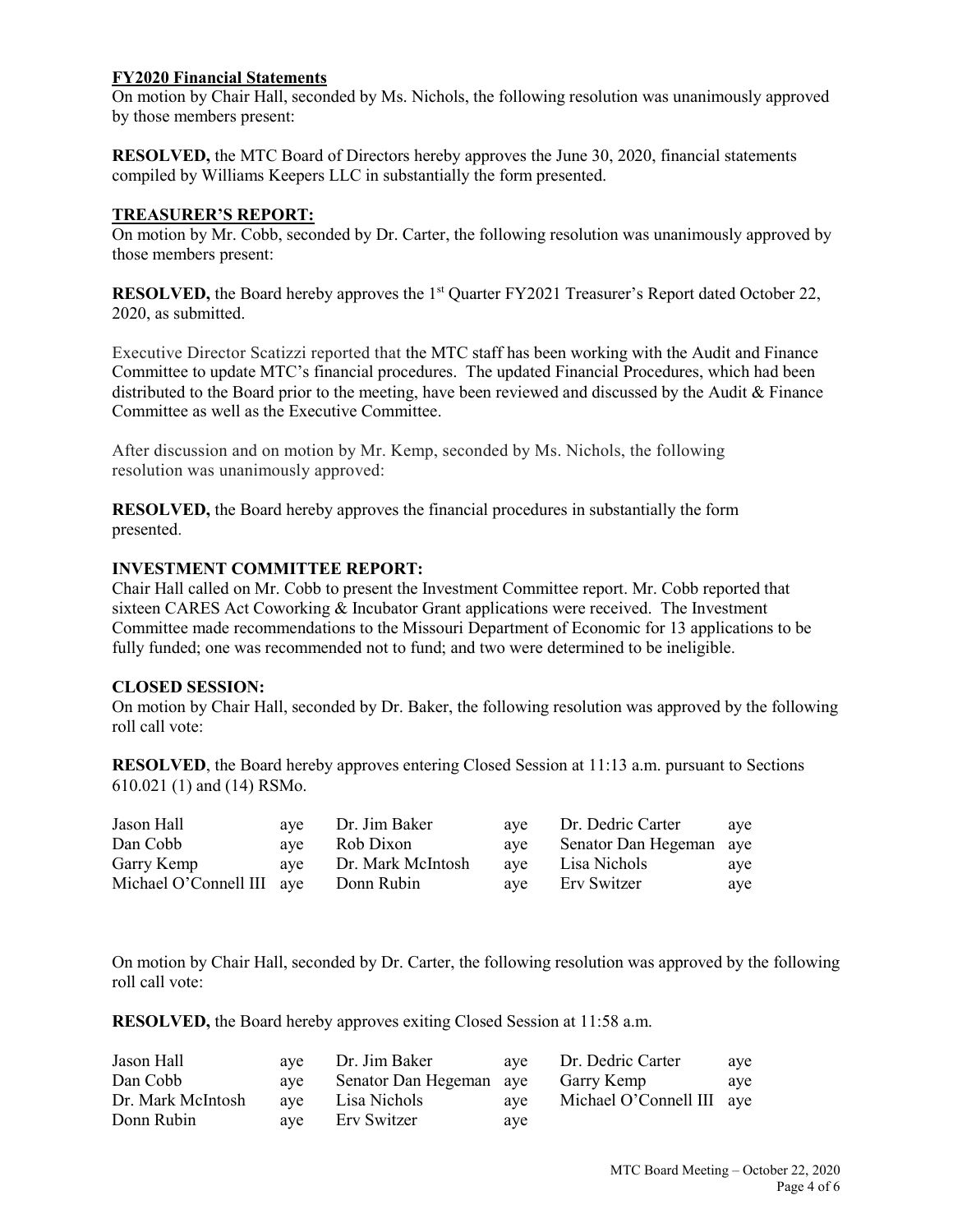**FY2020 Financial Statements**

On motion by Chair Hall, seconded by Ms. Nichols, the following resolution was unanimously approved by those members present:

**RESOLVED,** the MTC Board of Directors hereby approves the June 30, 2020, financial statements compiled by Williams Keepers LLC in substantially the form presented.

**TREASURER'S REPORT:**

On motion by Mr. Cobb, seconded by Dr. Carter, the following resolution was unanimously approved by those members present:

**RESOLVED,** the Board hereby approves the 1st Quarter FY2021 Treasurer's Report dated October 22, 2020, as submitted.

Executive Director Scatizzi reported that the MTC staff has been working with the Audit and Finance Committee to update MTC's financial procedures. The updated Financial Procedures, which had been distributed to the Board prior to the meeting, have been reviewed and discussed by the Audit & Finance Committee as well as the Executive Committee.

After discussion and on motion by Mr. Kemp, seconded by Ms. Nichols, the following resolution was unanimously approved:

**RESOLVED,** the Board hereby approves the financial procedures in substantially the form presented.

**INVESTMENT COMMITTEE REPORT:**

Chair Hall called on Mr. Cobb to present the Investment Committee report. Mr. Cobb reported that sixteen CARES Act Coworking & Incubator Grant applications were received. The Investment Committee made recommendations to the Missouri Department of Economic for 13 applications to be fully funded; one was recommended not to fund; and two were determined to be ineligible.

**CLOSED SESSION:**

On motion by Chair Hall, seconded by Dr. Baker, the following resolution was approved by the following roll call vote:

**RESOLVED**, the Board hereby approves entering Closed Session at 11:13 a.m. pursuant to Sections 610.021 (1) and (14) RSMo.

| | | | | | |
|---|---|---|---|---|---|
| Jason Hall | aye | Dr. Jim Baker | aye | Dr. Dedric Carter | aye |
| Dan Cobb | aye | Rob Dixon | aye | Senator Dan Hegeman | aye |
| Garry Kemp | aye | Dr. Mark McIntosh | aye | Lisa Nichols | aye |
| Michael O'Connell III | aye | Donn Rubin | aye | Erv Switzer | aye |

On motion by Chair Hall, seconded by Dr. Carter, the following resolution was approved by the following roll call vote:

**RESOLVED,** the Board hereby approves exiting Closed Session at 11:58 a.m.

| | | | | | |
|---|---|---|---|---|---|
| Jason Hall | aye | Dr. Jim Baker | aye | Dr. Dedric Carter | aye |
| Dan Cobb | aye | Senator Dan Hegeman | aye | Garry Kemp | aye |
| Dr. Mark McIntosh | aye | Lisa Nichols | aye | Michael O'Connell III | aye |
| Donn Rubin | aye | Erv Switzer | aye | | |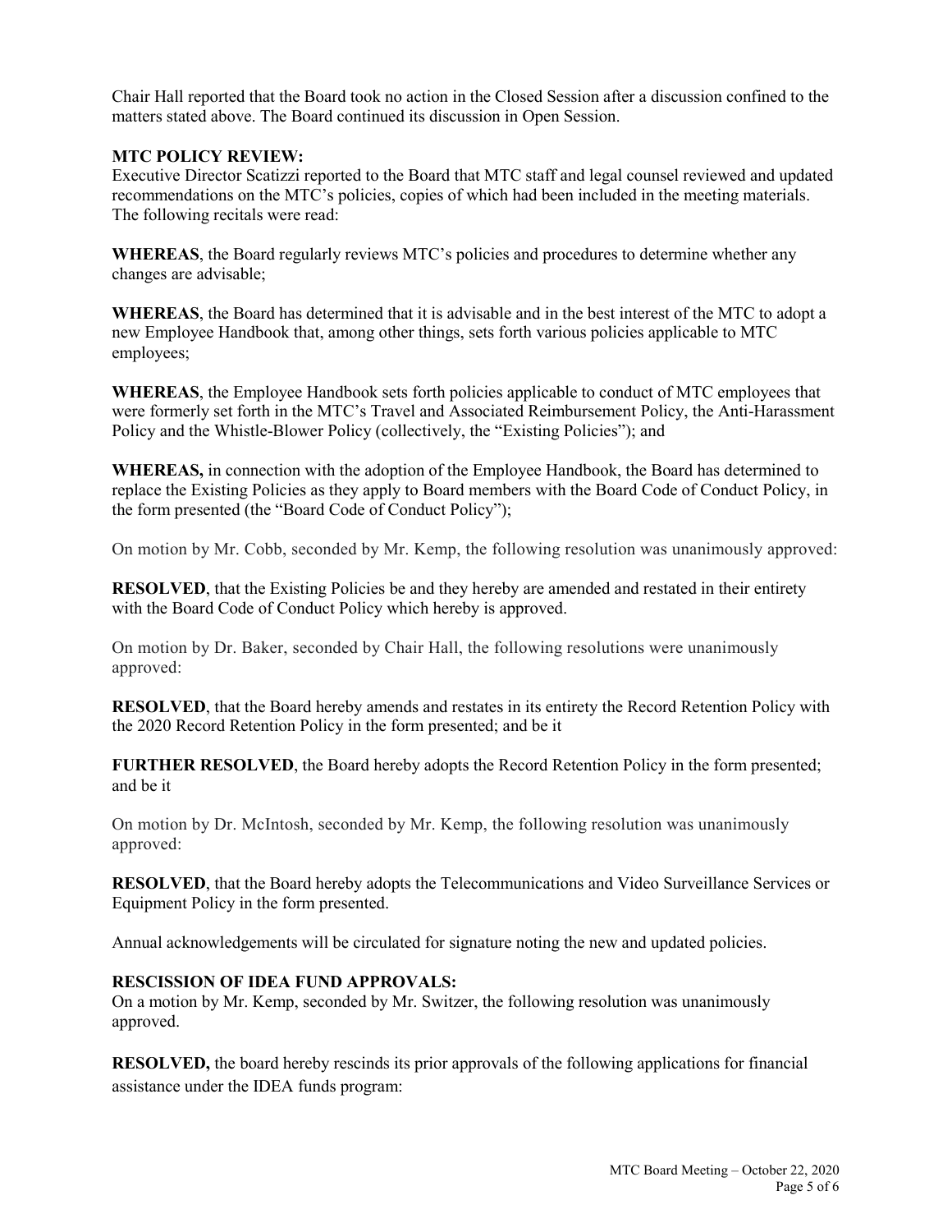Chair Hall reported that the Board took no action in the Closed Session after a discussion confined to the matters stated above. The Board continued its discussion in Open Session.

**MTC POLICY REVIEW:**
Executive Director Scatizzi reported to the Board that MTC staff and legal counsel reviewed and updated recommendations on the MTC's policies, copies of which had been included in the meeting materials. The following recitals were read:

**WHEREAS**, the Board regularly reviews MTC's policies and procedures to determine whether any changes are advisable;

**WHEREAS**, the Board has determined that it is advisable and in the best interest of the MTC to adopt a new Employee Handbook that, among other things, sets forth various policies applicable to MTC employees;

**WHEREAS**, the Employee Handbook sets forth policies applicable to conduct of MTC employees that were formerly set forth in the MTC's Travel and Associated Reimbursement Policy, the Anti-Harassment Policy and the Whistle-Blower Policy (collectively, the "Existing Policies"); and

**WHEREAS,** in connection with the adoption of the Employee Handbook, the Board has determined to replace the Existing Policies as they apply to Board members with the Board Code of Conduct Policy, in the form presented (the "Board Code of Conduct Policy");

On motion by Mr. Cobb, seconded by Mr. Kemp, the following resolution was unanimously approved:

**RESOLVED**, that the Existing Policies be and they hereby are amended and restated in their entirety with the Board Code of Conduct Policy which hereby is approved.

On motion by Dr. Baker, seconded by Chair Hall, the following resolutions were unanimously approved:

**RESOLVED**, that the Board hereby amends and restates in its entirety the Record Retention Policy with the 2020 Record Retention Policy in the form presented; and be it

**FURTHER RESOLVED**, the Board hereby adopts the Record Retention Policy in the form presented; and be it

On motion by Dr. McIntosh, seconded by Mr. Kemp, the following resolution was unanimously approved:

**RESOLVED**, that the Board hereby adopts the Telecommunications and Video Surveillance Services or Equipment Policy in the form presented.

Annual acknowledgements will be circulated for signature noting the new and updated policies.

**RESCISSION OF IDEA FUND APPROVALS:**
On a motion by Mr. Kemp, seconded by Mr. Switzer, the following resolution was unanimously approved.

**RESOLVED,** the board hereby rescinds its prior approvals of the following applications for financial assistance under the IDEA funds program: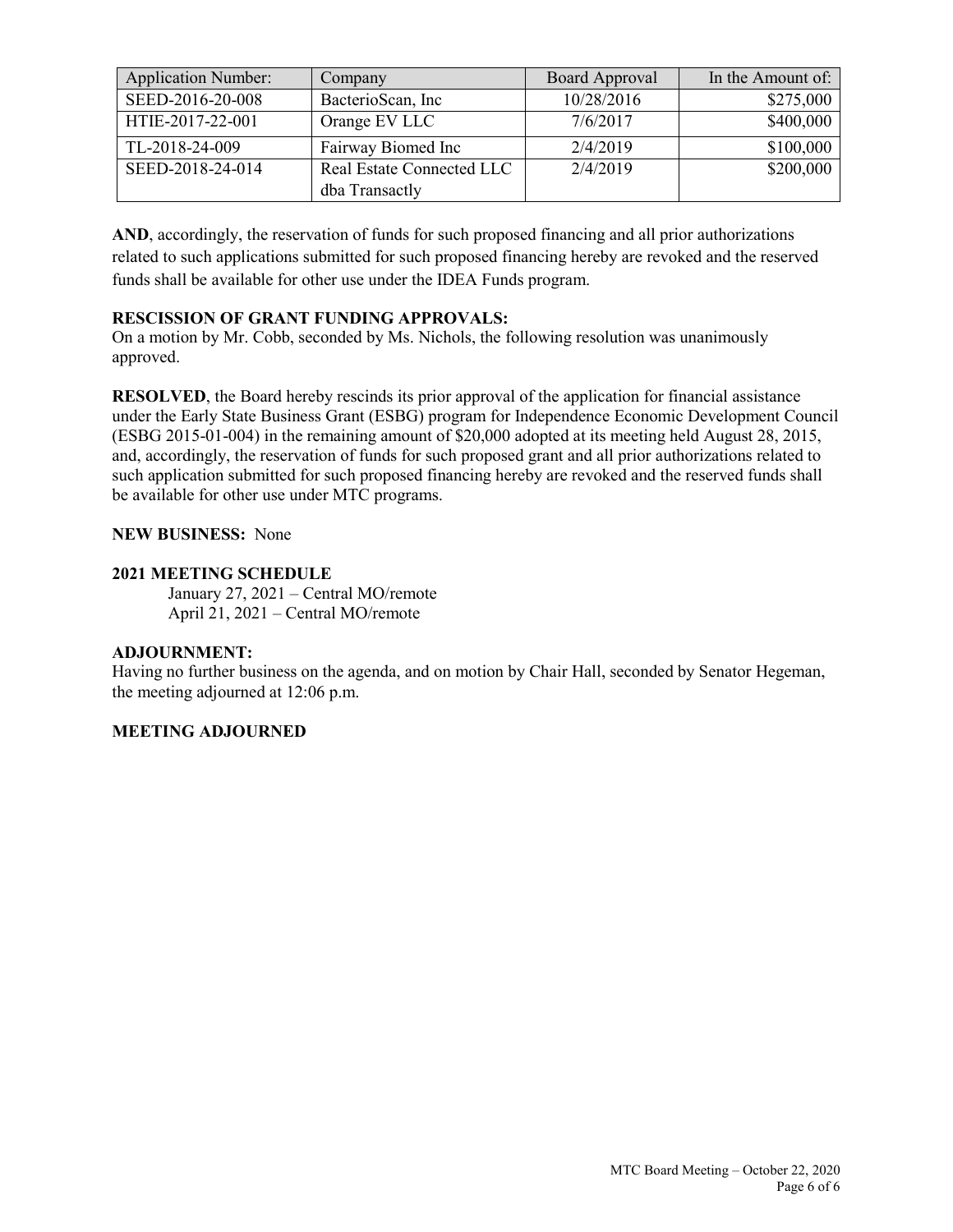| Application Number: | Company | Board Approval | In the Amount of: |
| --- | --- | --- | --- |
| SEED-2016-20-008 | BacterioScan, Inc | 10/28/2016 | $275,000 |
| HTIE-2017-22-001 | Orange EV LLC | 7/6/2017 | $400,000 |
| TL-2018-24-009 | Fairway Biomed Inc | 2/4/2019 | $100,000 |
| SEED-2018-24-014 | Real Estate Connected LLC dba Transactly | 2/4/2019 | $200,000 |

**AND**, accordingly, the reservation of funds for such proposed financing and all prior authorizations related to such applications submitted for such proposed financing hereby are revoked and the reserved funds shall be available for other use under the IDEA Funds program.

**RESCISSION OF GRANT FUNDING APPROVALS:**
On a motion by Mr. Cobb, seconded by Ms. Nichols, the following resolution was unanimously approved.

**RESOLVED**, the Board hereby rescinds its prior approval of the application for financial assistance under the Early State Business Grant (ESBG) program for Independence Economic Development Council (ESBG 2015-01-004) in the remaining amount of $20,000 adopted at its meeting held August 28, 2015, and, accordingly, the reservation of funds for such proposed grant and all prior authorizations related to such application submitted for such proposed financing hereby are revoked and the reserved funds shall be available for other use under MTC programs.

**NEW BUSINESS:** None

**2021 MEETING SCHEDULE**

January 27, 2021 – Central MO/remote
April 21, 2021 – Central MO/remote

**ADJOURNMENT:**
Having no further business on the agenda, and on motion by Chair Hall, seconded by Senator Hegeman, the meeting adjourned at 12:06 p.m.

**MEETING ADJOURNED**